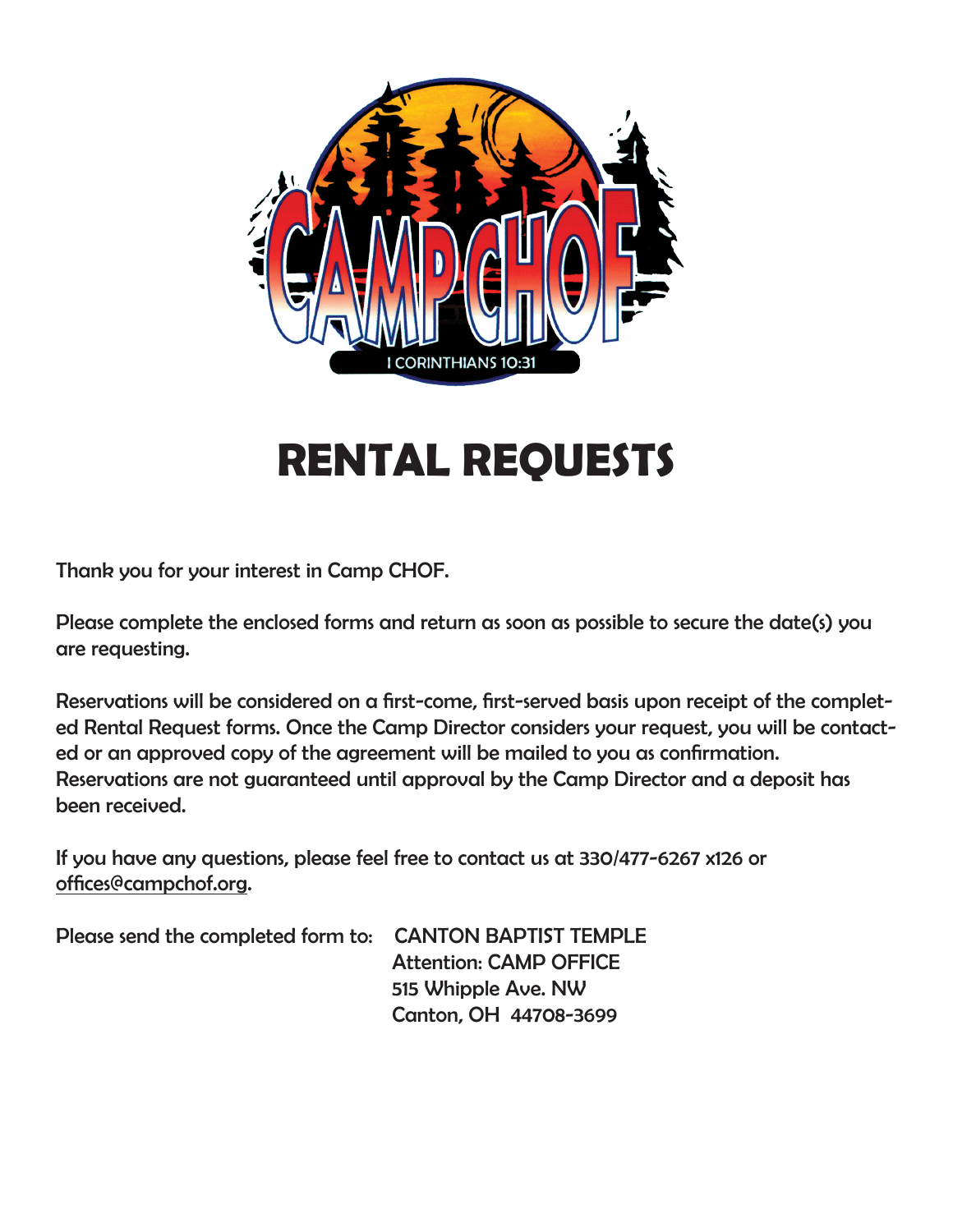# RENTAL REQUESTS

Thank you for your interest in Camp CHOF.

Please complete the enclosed forms and return as soon as possible to secure the date(s) you are requesting.

Reservations will be considered on a first-come, first-served basis upon receipt of the completed Rental Request forms. Once the Camp Director considers your request, you will be contacted or an approved copy of the agreement will be mailed to you as confirmation. Reservations are not guaranteed until approval by the Camp Director and a deposit has been received.

If you have any questions, please feel free to contact us at 330/477-6267 x126 or offices@campchof.org.

Please send the completed form to:

CANTON BAPTIST TEMPLE
Attention: CAMP OFFICE
515 Whipple Ave. NW
Canton, OH 44708-3699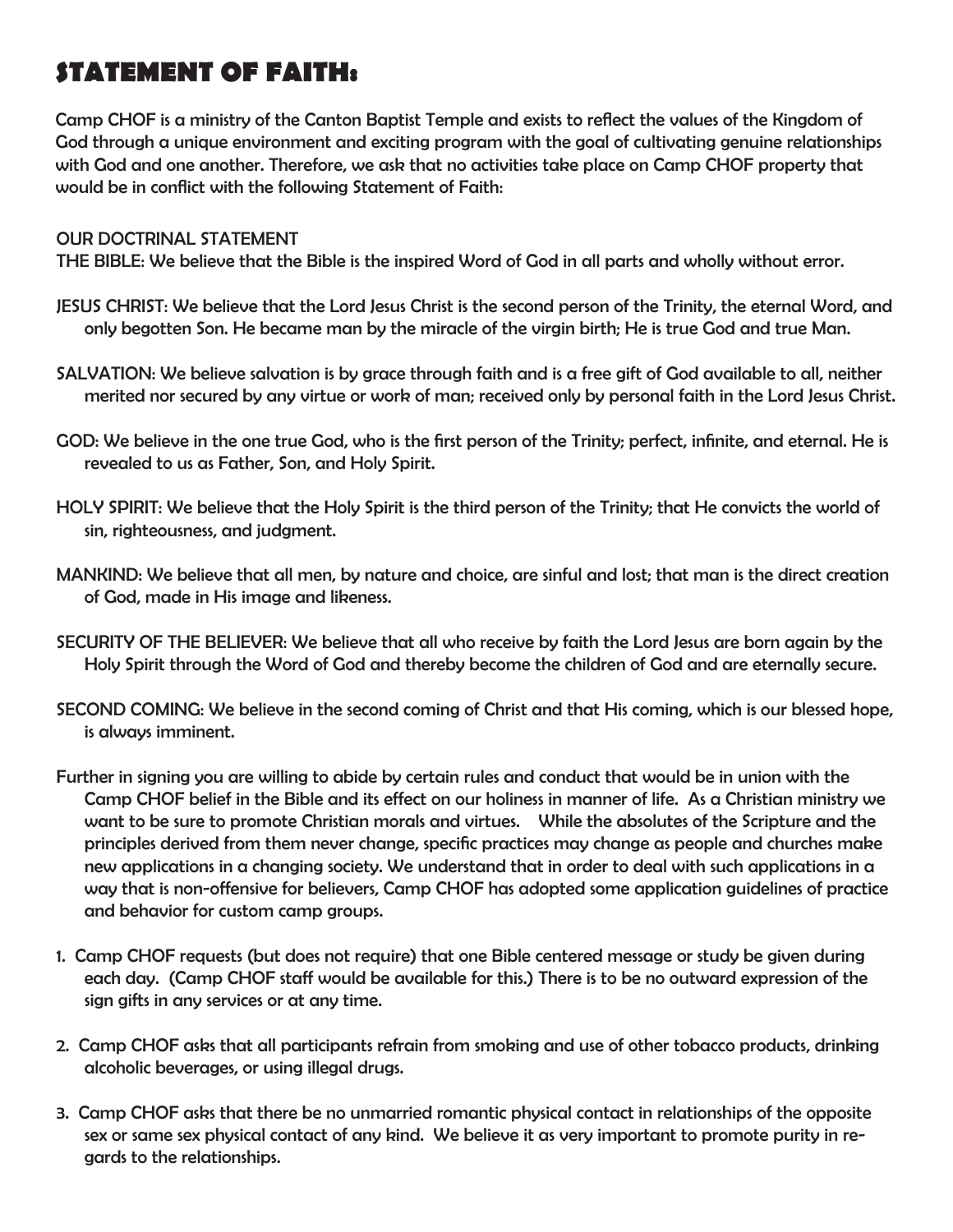# STATEMENT OF FAITH:

Camp CHOF is a ministry of the Canton Baptist Temple and exists to reflect the values of the Kingdom of God through a unique environment and exciting program with the goal of cultivating genuine relationships with God and one another. Therefore, we ask that no activities take place on Camp CHOF property that would be in conflict with the following Statement of Faith:

OUR DOCTRINAL STATEMENT

THE BIBLE: We believe that the Bible is the inspired Word of God in all parts and wholly without error.

JESUS CHRIST: We believe that the Lord Jesus Christ is the second person of the Trinity, the eternal Word, and only begotten Son. He became man by the miracle of the virgin birth; He is true God and true Man.

SALVATION: We believe salvation is by grace through faith and is a free gift of God available to all, neither merited nor secured by any virtue or work of man; received only by personal faith in the Lord Jesus Christ.

GOD: We believe in the one true God, who is the first person of the Trinity; perfect, infinite, and eternal. He is revealed to us as Father, Son, and Holy Spirit.

HOLY SPIRIT: We believe that the Holy Spirit is the third person of the Trinity; that He convicts the world of sin, righteousness, and judgment.

MANKIND: We believe that all men, by nature and choice, are sinful and lost; that man is the direct creation of God, made in His image and likeness.

SECURITY OF THE BELIEVER: We believe that all who receive by faith the Lord Jesus are born again by the Holy Spirit through the Word of God and thereby become the children of God and are eternally secure.

SECOND COMING: We believe in the second coming of Christ and that His coming, which is our blessed hope, is always imminent.

Further in signing you are willing to abide by certain rules and conduct that would be in union with the Camp CHOF belief in the Bible and its effect on our holiness in manner of life. As a Christian ministry we want to be sure to promote Christian morals and virtues. While the absolutes of the Scripture and the principles derived from them never change, specific practices may change as people and churches make new applications in a changing society. We understand that in order to deal with such applications in a way that is non-offensive for believers, Camp CHOF has adopted some application guidelines of practice and behavior for custom camp groups.

1. Camp CHOF requests (but does not require) that one Bible centered message or study be given during each day. (Camp CHOF staff would be available for this.) There is to be no outward expression of the sign gifts in any services or at any time.

2. Camp CHOF asks that all participants refrain from smoking and use of other tobacco products, drinking alcoholic beverages, or using illegal drugs.

3. Camp CHOF asks that there be no unmarried romantic physical contact in relationships of the opposite sex or same sex physical contact of any kind. We believe it as very important to promote purity in regards to the relationships.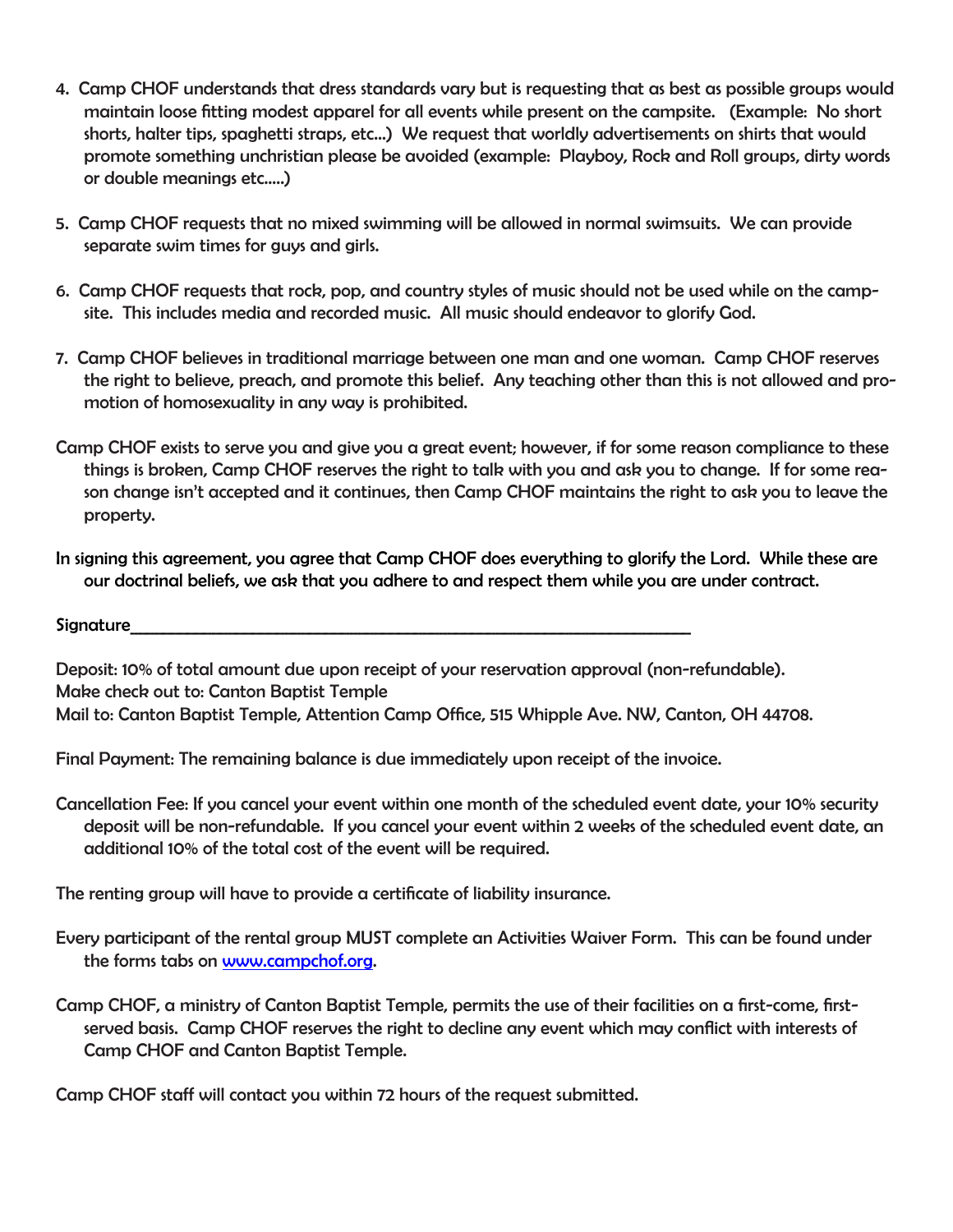4. Camp CHOF understands that dress standards vary but is requesting that as best as possible groups would maintain loose fitting modest apparel for all events while present on the campsite. (Example: No short shorts, halter tips, spaghetti straps, etc…) We request that worldly advertisements on shirts that would promote something unchristian please be avoided (example: Playboy, Rock and Roll groups, dirty words or double meanings etc…..)

5. Camp CHOF requests that no mixed swimming will be allowed in normal swimsuits. We can provide separate swim times for guys and girls.

6. Camp CHOF requests that rock, pop, and country styles of music should not be used while on the campsite. This includes media and recorded music. All music should endeavor to glorify God.

7. Camp CHOF believes in traditional marriage between one man and one woman. Camp CHOF reserves the right to believe, preach, and promote this belief. Any teaching other than this is not allowed and promotion of homosexuality in any way is prohibited.

Camp CHOF exists to serve you and give you a great event; however, if for some reason compliance to these things is broken, Camp CHOF reserves the right to talk with you and ask you to change. If for some reason change isn't accepted and it continues, then Camp CHOF maintains the right to ask you to leave the property.

In signing this agreement, you agree that Camp CHOF does everything to glorify the Lord. While these are our doctrinal beliefs, we ask that you adhere to and respect them while you are under contract.

Signature_______________________________________________________________

Deposit: 10% of total amount due upon receipt of your reservation approval (non-refundable).
Make check out to: Canton Baptist Temple
Mail to: Canton Baptist Temple, Attention Camp Office, 515 Whipple Ave. NW, Canton, OH 44708.

Final Payment: The remaining balance is due immediately upon receipt of the invoice.

Cancellation Fee: If you cancel your event within one month of the scheduled event date, your 10% security deposit will be non-refundable. If you cancel your event within 2 weeks of the scheduled event date, an additional 10% of the total cost of the event will be required.

The renting group will have to provide a certificate of liability insurance.

Every participant of the rental group MUST complete an Activities Waiver Form. This can be found under the forms tabs on [www.campchof.org](http://www.campchof.org).

Camp CHOF, a ministry of Canton Baptist Temple, permits the use of their facilities on a first-come, first-served basis. Camp CHOF reserves the right to decline any event which may conflict with interests of Camp CHOF and Canton Baptist Temple.

Camp CHOF staff will contact you within 72 hours of the request submitted.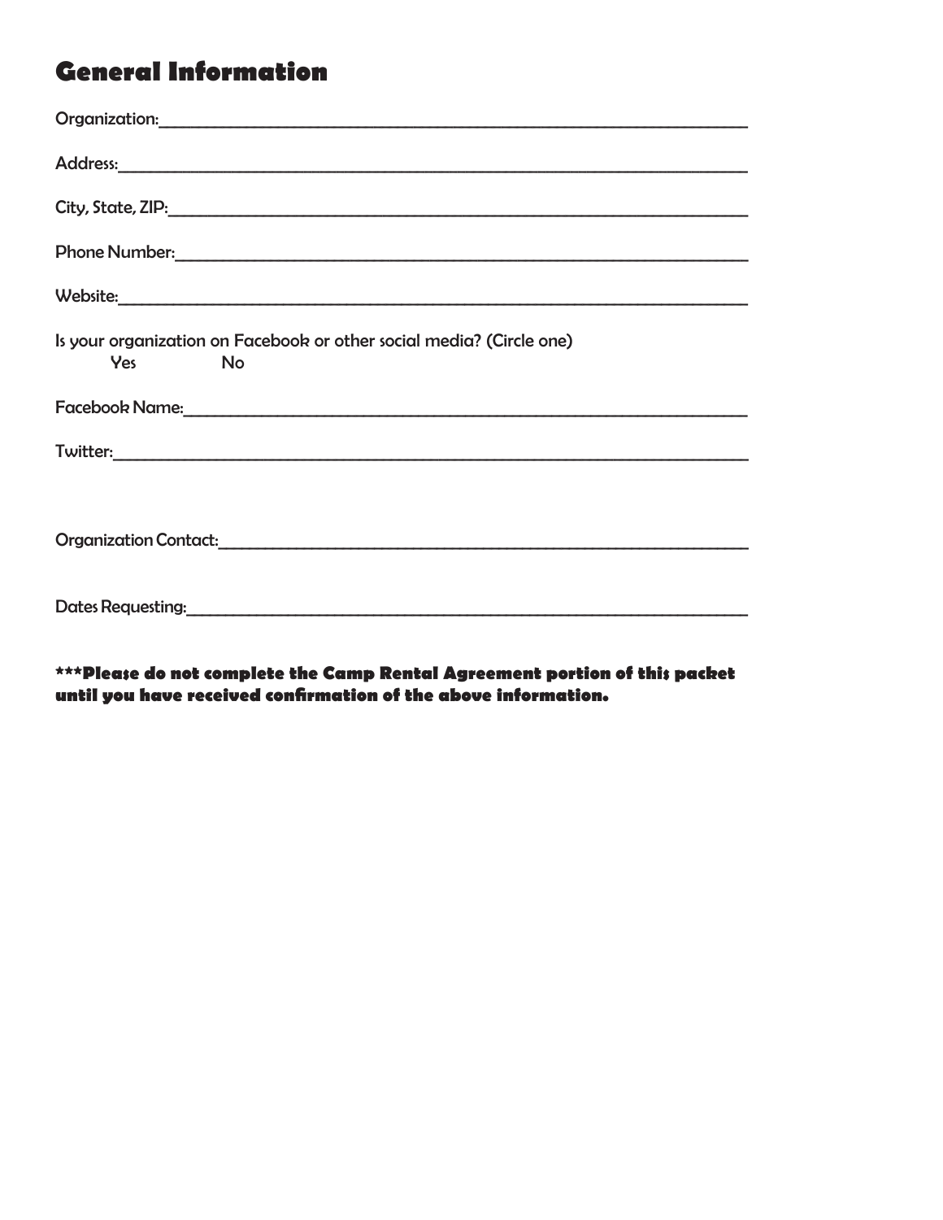## General Information

Organization:______________________________________________________________________

Address:__________________________________________________________________________

City, State, ZIP:____________________________________________________________________

Phone Number:_____________________________________________________________________

Website:__________________________________________________________________________

Is your organization on Facebook or other social media? (Circle one)

Yes No

Facebook Name:____________________________________________________________________

Twitter:___________________________________________________________________________

Organization Contact:_______________________________________________________________

Dates Requesting:__________________________________________________________________

**\*\*\*Please do not complete the Camp Rental Agreement portion of this packet until you have received confirmation of the above information.**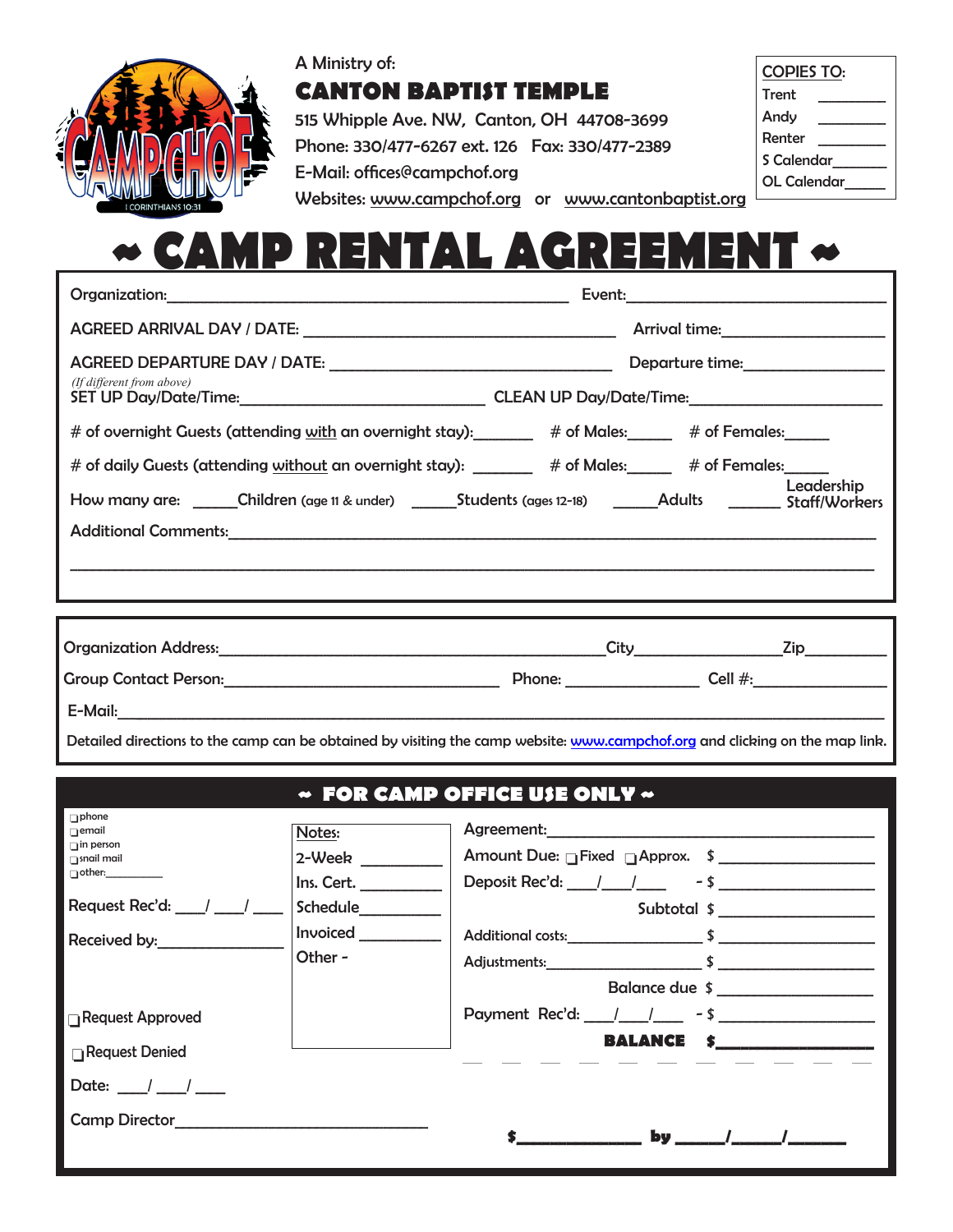A Ministry of:

**CANTON BAPTIST TEMPLE**

515 Whipple Ave. NW, Canton, OH 44708-3699
Phone: 330/477-6267 ext. 126 Fax: 330/477-2389
E-Mail: offices@campchof.org
Websites: www.campchof.org or www.cantonbaptist.org

| COPIES TO: | |
|---|---|
| Trent | ________ |
| Andy | ________ |
| Renter | ________ |
| S Calendar | ________ |
| OL Calendar | ________ |

# ~ CAMP RENTAL AGREEMENT ~

Organization:________________________________ Event:____________________

AGREED ARRIVAL DAY / DATE: __________________________ Arrival time:______________

AGREED DEPARTURE DAY / DATE: ________________________ Departure time:______________

*(If different from above)*
SET UP Day/Date/Time:____________________ CLEAN UP Day/Date/Time:____________________

# of overnight Guests (attending with an overnight stay):_______ # of Males:_____ # of Females:_____

# of daily Guests (attending without an overnight stay): _______ # of Males:_____ # of Females:_____

How many are: _____Children (age 11 & under) _____Students (ages 12-18) _____Adults _____ Leadership Staff/Workers

Additional Comments:______________________________________________________________

____________________________________________________________________________

Organization Address:________________________________City______________Zip________

Group Contact Person:______________________ Phone: ____________ Cell #:______________

E-Mail:______________________________________________________________________

Detailed directions to the camp can be obtained by visiting the camp website: www.campchof.org and clicking on the map link.

## ~ FOR CAMP OFFICE USE ONLY ~

❑ phone
❑ email
❑ in person
❑ snail mail
❑ other:__________

Request Rec'd: ___/___/___

Received by:______________

❑ Request Approved

❑ Request Denied

Date: ___/___/___

Camp Director______________________________

Notes:
2-Week ________
Ins. Cert. ________
Schedule________
Invoiced ________
Other -

Agreement:_____________________________________

Amount Due: ❑ Fixed ❑ Approx. $ ________________

Deposit Rec'd: ___/___/___ - $ ________________

Subtotal $ ________________

Additional costs:______________ $ ________________

Adjustments:______________ $ ________________

Balance due $ ________________

Payment Rec'd: ___/___/___ - $ ________________

**BALANCE $________________**

**$____________ by _____/_____/______**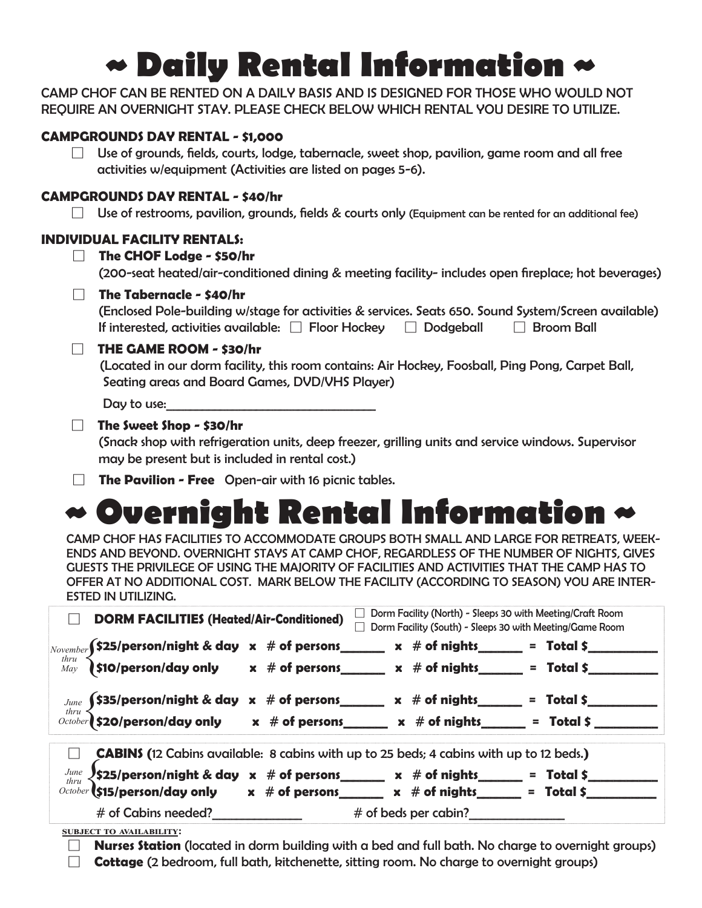# ~ Daily Rental Information ~

CAMP CHOF CAN BE RENTED ON A DAILY BASIS AND IS DESIGNED FOR THOSE WHO WOULD NOT REQUIRE AN OVERNIGHT STAY. PLEASE CHECK BELOW WHICH RENTAL YOU DESIRE TO UTILIZE.

### CAMPGROUNDS DAY RENTAL - $1,000

☐ Use of grounds, fields, courts, lodge, tabernacle, sweet shop, pavilion, game room and all free activities w/equipment (Activities are listed on pages 5-6).

### CAMPGROUNDS DAY RENTAL - $40/hr

☐ Use of restrooms, pavilion, grounds, fields & courts only (Equipment can be rented for an additional fee)

### INDIVIDUAL FACILITY RENTALS:

☐ **The CHOF Lodge - $50/hr**
(200-seat heated/air-conditioned dining & meeting facility- includes open fireplace; hot beverages)

☐ **The Tabernacle - $40/hr**
(Enclosed Pole-building w/stage for activities & services. Seats 650. Sound System/Screen available)
If interested, activities available: ☐ Floor Hockey ☐ Dodgeball ☐ Broom Ball

☐ **THE GAME ROOM - $30/hr**
(Located in our dorm facility, this room contains: Air Hockey, Foosball, Ping Pong, Carpet Ball, Seating areas and Board Games, DVD/VHS Player)

Day to use:______________________________

☐ **The Sweet Shop - $30/hr**
(Snack shop with refrigeration units, deep freezer, grilling units and service windows. Supervisor may be present but is included in rental cost.)

☐ **The Pavilion - Free** Open-air with 16 picnic tables.

# ~ Overnight Rental Information ~

CAMP CHOF HAS FACILITIES TO ACCOMMODATE GROUPS BOTH SMALL AND LARGE FOR RETREATS, WEEKENDS AND BEYOND. OVERNIGHT STAYS AT CAMP CHOF, REGARDLESS OF THE NUMBER OF NIGHTS, GIVES GUESTS THE PRIVILEGE OF USING THE MAJORITY OF FACILITIES AND ACTIVITIES THAT THE CAMP HAS TO OFFER AT NO ADDITIONAL COST. MARK BELOW THE FACILITY (ACCORDING TO SEASON) YOU ARE INTERESTED IN UTILIZING.

☐ **DORM FACILITIES (Heated/Air-Conditioned)**
☐ Dorm Facility (North) - Sleeps 30 with Meeting/Craft Room
☐ Dorm Facility (South) - Sleeps 30 with Meeting/Game Room

*November thru May*
- **$25/person/night & day** x # of persons______ x # of nights______ = Total $__________
- **$10/person/day only** x # of persons______ x # of nights______ = Total $__________

*June thru October*
- **$35/person/night & day** x # of persons______ x # of nights______ = Total $__________
- **$20/person/day only** x # of persons______ x # of nights______ = Total $__________

☐ **CABINS (**12 Cabins available: 8 cabins with up to 25 beds; 4 cabins with up to 12 beds.**)**

*June thru October*
- **$25/person/night & day** x # of persons______ x # of nights______ = Total $__________
- **$15/person/day only** x # of persons______ x # of nights______ = Total $__________

# of Cabins needed?____________ # of beds per cabin?____________

**SUBJECT TO AVAILABILITY:**

☐ **Nurses Station** (located in dorm building with a bed and full bath. No charge to overnight groups)

☐ **Cottage** (2 bedroom, full bath, kitchenette, sitting room. No charge to overnight groups)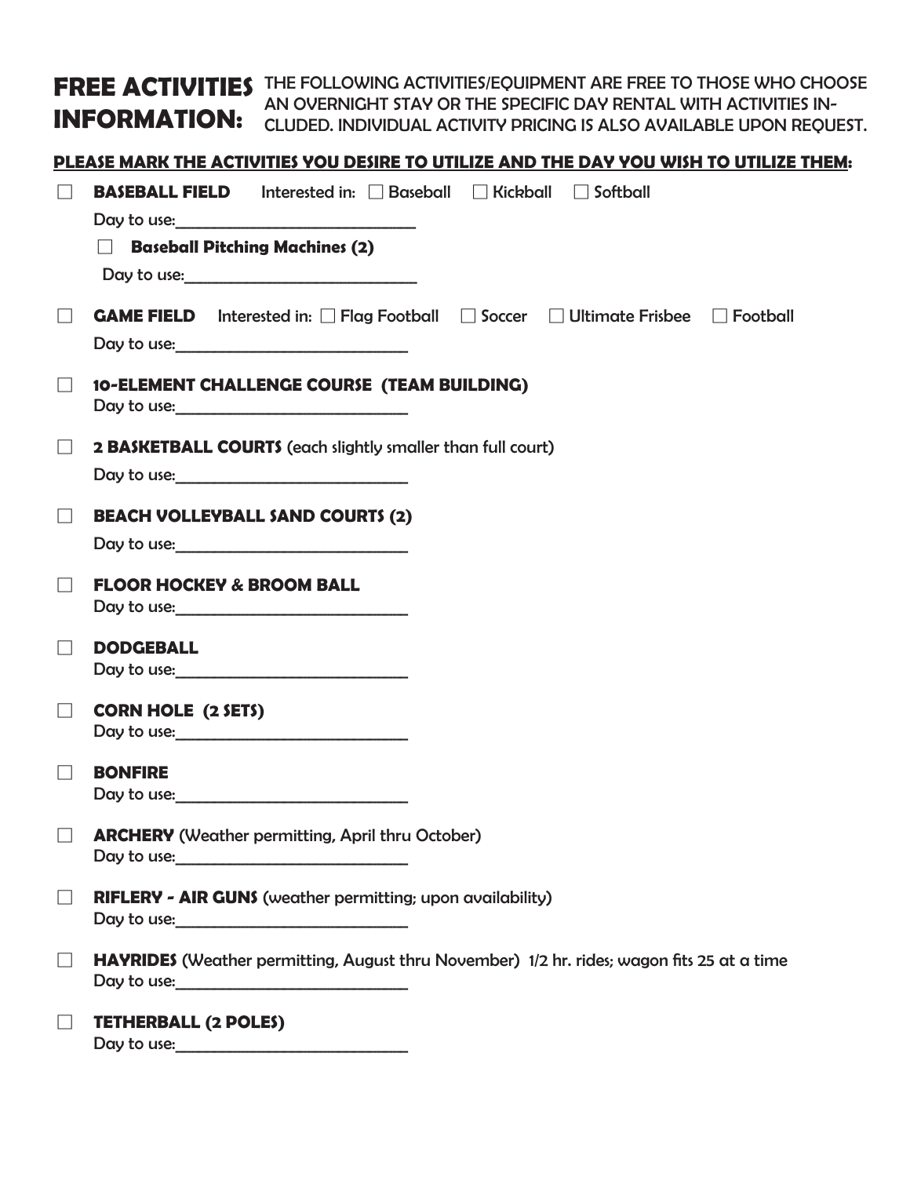## FREE ACTIVITIES INFORMATION:

THE FOLLOWING ACTIVITIES/EQUIPMENT ARE FREE TO THOSE WHO CHOOSE AN OVERNIGHT STAY OR THE SPECIFIC DAY RENTAL WITH ACTIVITIES INCLUDED. INDIVIDUAL ACTIVITY PRICING IS ALSO AVAILABLE UPON REQUEST.

**PLEASE MARK THE ACTIVITIES YOU DESIRE TO UTILIZE AND THE DAY YOU WISH TO UTILIZE THEM:**

☐ **BASEBALL FIELD** Interested in: ☐ Baseball ☐ Kickball ☐ Softball

Day to use:____________________________

☐ **Baseball Pitching Machines (2)**

Day to use:____________________________

☐ **GAME FIELD** Interested in: ☐ Flag Football ☐ Soccer ☐ Ultimate Frisbee ☐ Football

Day to use:____________________________

☐ **10-ELEMENT CHALLENGE COURSE (TEAM BUILDING)**

Day to use:____________________________

☐ **2 BASKETBALL COURTS** (each slightly smaller than full court)

Day to use:____________________________

☐ **BEACH VOLLEYBALL SAND COURTS (2)**

Day to use:____________________________

☐ **FLOOR HOCKEY & BROOM BALL**

Day to use:____________________________

☐ **DODGEBALL**

Day to use:____________________________

☐ **CORN HOLE (2 SETS)**

Day to use:____________________________

☐ **BONFIRE**

Day to use:____________________________

☐ **ARCHERY** (Weather permitting, April thru October)

Day to use:____________________________

☐ **RIFLERY - AIR GUNS** (weather permitting; upon availability)

Day to use:____________________________

☐ **HAYRIDES** (Weather permitting, August thru November) 1/2 hr. rides; wagon fits 25 at a time

Day to use:____________________________

☐ **TETHERBALL (2 POLES)**

Day to use:____________________________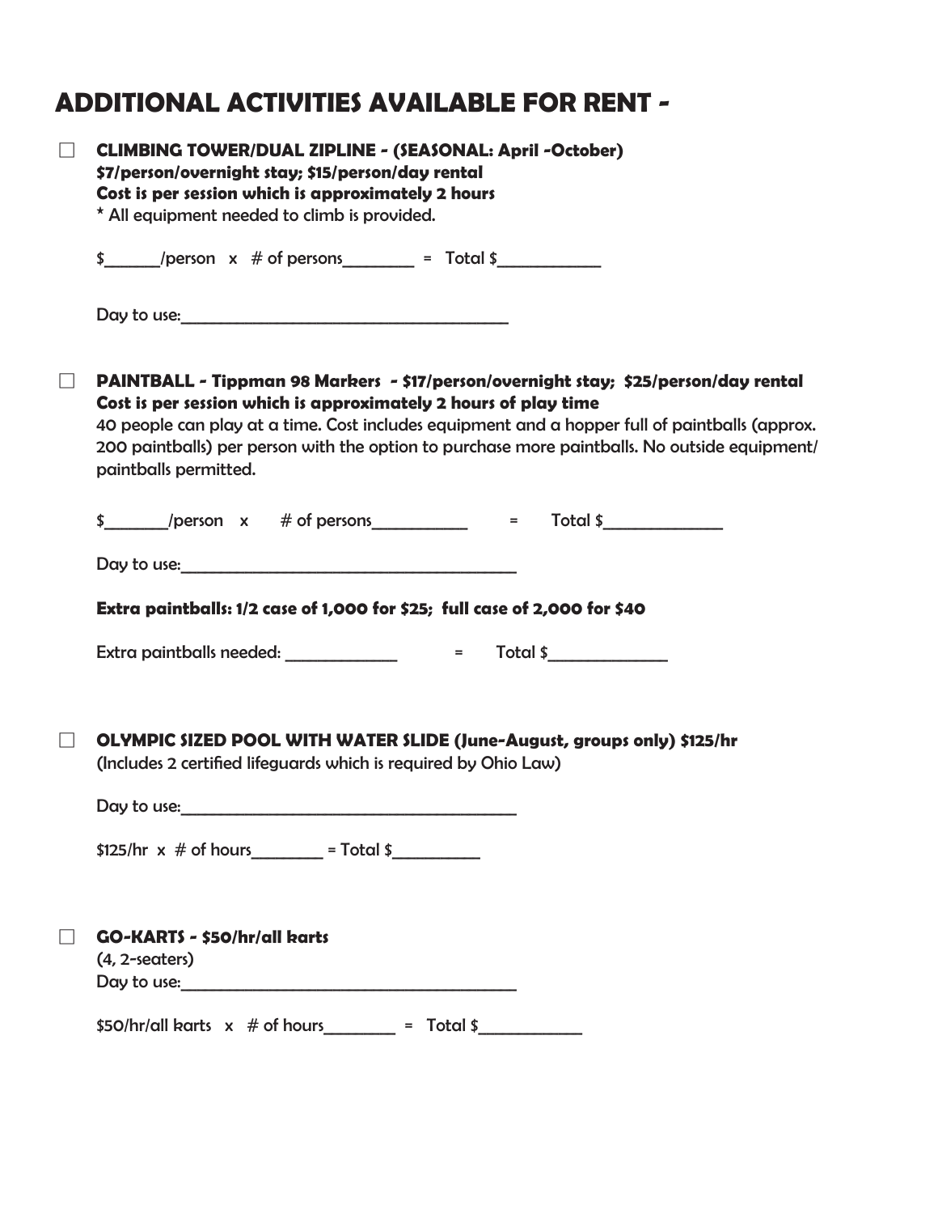# ADDITIONAL ACTIVITIES AVAILABLE FOR RENT -

☐ **CLIMBING TOWER/DUAL ZIPLINE - (SEASONAL: April -October)**
**$7/person/overnight stay; $15/person/day rental**
**Cost is per session which is approximately 2 hours**
* All equipment needed to climb is provided.

$______/person x # of persons________ = Total $____________

Day to use:_______________________________________

☐ **PAINTBALL - Tippman 98 Markers - $17/person/overnight stay; $25/person/day rental**
**Cost is per session which is approximately 2 hours of play time**
40 people can play at a time. Cost includes equipment and a hopper full of paintballs (approx. 200 paintballs) per person with the option to purchase more paintballs. No outside equipment/ paintballs permitted.

$_______/person x # of persons___________ = Total $______________

Day to use:_______________________________________

**Extra paintballs: 1/2 case of 1,000 for $25; full case of 2,000 for $40**

Extra paintballs needed: _____________ = Total $______________

☐ **OLYMPIC SIZED POOL WITH WATER SLIDE (June-August, groups only) $125/hr**
(Includes 2 certified lifeguards which is required by Ohio Law)

Day to use:_______________________________________

$125/hr x # of hours________ = Total $__________

☐ **GO-KARTS - $50/hr/all karts**
(4, 2-seaters)
Day to use:_______________________________________

$50/hr/all karts x # of hours________ = Total $____________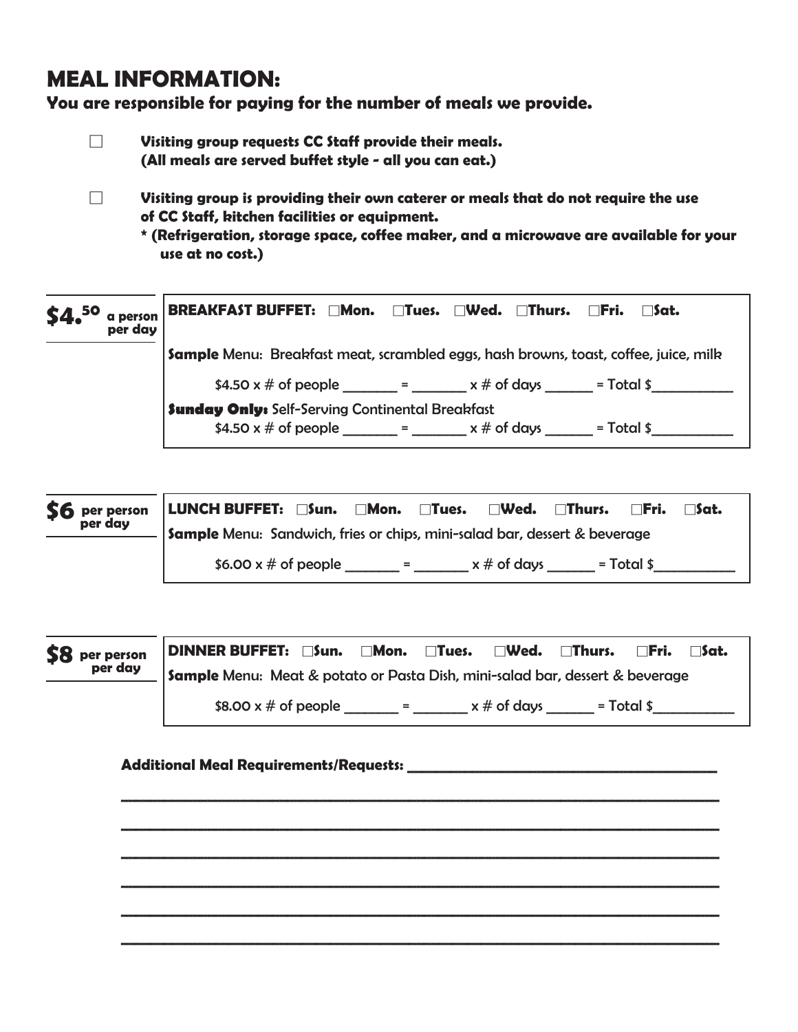# MEAL INFORMATION:

**You are responsible for paying for the number of meals we provide.**

☐ **Visiting group requests CC Staff provide their meals. (All meals are served buffet style - all you can eat.)**

☐ **Visiting group is providing their own caterer or meals that do not require the use of CC Staff, kitchen facilities or equipment.**
**\* (Refrigeration, storage space, coffee maker, and a microwave are available for your use at no cost.)**

---

**$4.50 a person per day**

**BREAKFAST BUFFET:** ☐Mon. ☐Tues. ☐Wed. ☐Thurs. ☐Fri. ☐Sat.

**Sample** Menu: Breakfast meat, scrambled eggs, hash browns, toast, coffee, juice, milk

$4.50 x # of people _______ = _______ x # of days ______ = Total $__________

**Sunday Only:** Self-Serving Continental Breakfast
$4.50 x # of people _______ = _______ x # of days ______ = Total $__________

---

**$6 per person per day**

**LUNCH BUFFET:** ☐Sun. ☐Mon. ☐Tues. ☐Wed. ☐Thurs. ☐Fri. ☐Sat.

**Sample** Menu: Sandwich, fries or chips, mini-salad bar, dessert & beverage

$6.00 x # of people _______ = _______ x # of days ______ = Total $__________

---

**$8 per person per day**

**DINNER BUFFET:** ☐Sun. ☐Mon. ☐Tues. ☐Wed. ☐Thurs. ☐Fri. ☐Sat.

**Sample** Menu: Meat & potato or Pasta Dish, mini-salad bar, dessert & beverage

$8.00 x # of people _______ = _______ x # of days ______ = Total $__________

---

**Additional Meal Requirements/Requests:** ________________________________________

______________________________________________________________________

______________________________________________________________________

______________________________________________________________________

______________________________________________________________________

______________________________________________________________________

______________________________________________________________________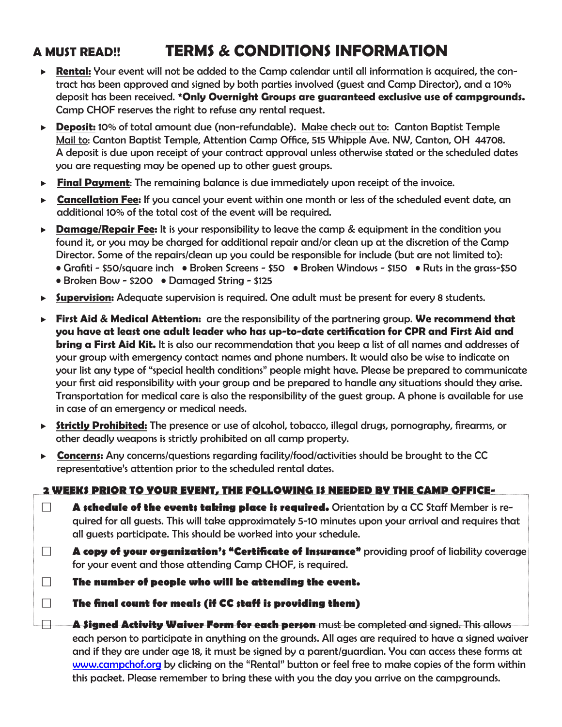# A MUST READ!! TERMS & CONDITIONS INFORMATION

- **Rental:** Your event will not be added to the Camp calendar until all information is acquired, the contract has been approved and signed by both parties involved (guest and Camp Director), and a 10% deposit has been received. ***Only Overnight Groups are guaranteed exclusive use of campgrounds.** Camp CHOF reserves the right to refuse any rental request.
- **Deposit:** 10% of total amount due (non-refundable). Make check out to: Canton Baptist Temple Mail to: Canton Baptist Temple, Attention Camp Office, 515 Whipple Ave. NW, Canton, OH 44708. A deposit is due upon receipt of your contract approval unless otherwise stated or the scheduled dates you are requesting may be opened up to other guest groups.
- **Final Payment**: The remaining balance is due immediately upon receipt of the invoice.
- **Cancellation Fee:** If you cancel your event within one month or less of the scheduled event date, an additional 10% of the total cost of the event will be required.
- **Damage/Repair Fee:** It is your responsibility to leave the camp & equipment in the condition you found it, or you may be charged for additional repair and/or clean up at the discretion of the Camp Director. Some of the repairs/clean up you could be responsible for include (but are not limited to):
  - Grafiti - $50/square inch
  - Broken Screens - $50
  - Broken Windows - $150
  - Ruts in the grass-$50
  - Broken Bow - $200
  - Damaged String - $125
- **Supervision:** Adequate supervision is required. One adult must be present for every 8 students.
- **First Aid & Medical Attention:** are the responsibility of the partnering group. **We recommend that you have at least one adult leader who has up-to-date certification for CPR and First Aid and bring a First Aid Kit.** It is also our recommendation that you keep a list of all names and addresses of your group with emergency contact names and phone numbers. It would also be wise to indicate on your list any type of "special health conditions" people might have. Please be prepared to communicate your first aid responsibility with your group and be prepared to handle any situations should they arise. Transportation for medical care is also the responsibility of the guest group. A phone is available for use in case of an emergency or medical needs.
- **Strictly Prohibited:** The presence or use of alcohol, tobacco, illegal drugs, pornography, firearms, or other deadly weapons is strictly prohibited on all camp property.
- **Concerns:** Any concerns/questions regarding facility/food/activities should be brought to the CC representative's attention prior to the scheduled rental dates.

## 2 WEEKS PRIOR TO YOUR EVENT, THE FOLLOWING IS NEEDED BY THE CAMP OFFICE-

- ☐ **A schedule of the events taking place is required.** Orientation by a CC Staff Member is required for all guests. This will take approximately 5-10 minutes upon your arrival and requires that all guests participate. This should be worked into your schedule.
- ☐ **A copy of your organization's "Certificate of Insurance"** providing proof of liability coverage for your event and those attending Camp CHOF, is required.
- ☐ **The number of people who will be attending the event.**
- ☐ **The final count for meals (if CC staff is providing them)**
- ☐ **A Signed Activity Waiver Form for each person** must be completed and signed. This allows each person to participate in anything on the grounds. All ages are required to have a signed waiver and if they are under age 18, it must be signed by a parent/guardian. You can access these forms at [www.campchof.org](http://www.campchof.org) by clicking on the "Rental" button or feel free to make copies of the form within this packet. Please remember to bring these with you the day you arrive on the campgrounds.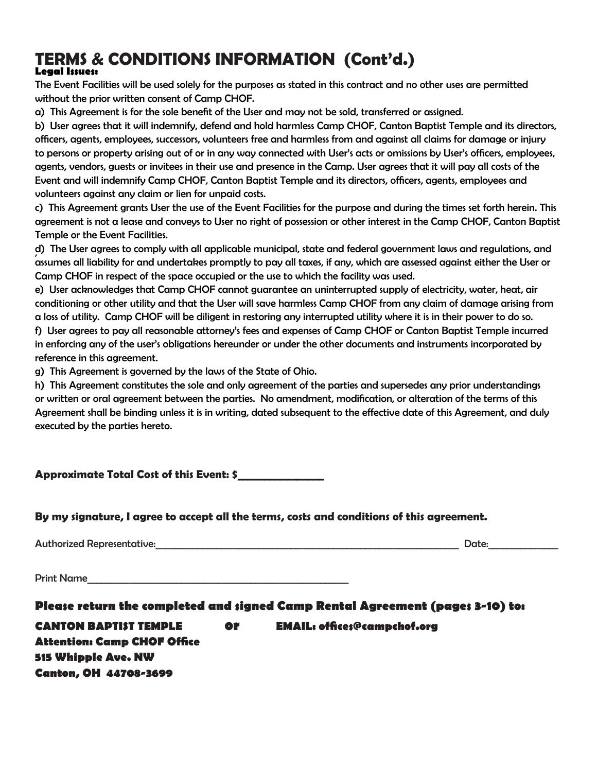# TERMS & CONDITIONS INFORMATION (Cont'd.)

**Legal Issues:**

The Event Facilities will be used solely for the purposes as stated in this contract and no other uses are permitted without the prior written consent of Camp CHOF.

a) This Agreement is for the sole benefit of the User and may not be sold, transferred or assigned.

b) User agrees that it will indemnify, defend and hold harmless Camp CHOF, Canton Baptist Temple and its directors, officers, agents, employees, successors, volunteers free and harmless from and against all claims for damage or injury to persons or property arising out of or in any way connected with User's acts or omissions by User's officers, employees, agents, vendors, guests or invitees in their use and presence in the Camp. User agrees that it will pay all costs of the Event and will indemnify Camp CHOF, Canton Baptist Temple and its directors, officers, agents, employees and volunteers against any claim or lien for unpaid costs.

c) This Agreement grants User the use of the Event Facilities for the purpose and during the times set forth herein. This agreement is not a lease and conveys to User no right of possession or other interest in the Camp CHOF, Canton Baptist Temple or the Event Facilities.

d) The User agrees to comply with all applicable municipal, state and federal government laws and regulations, and assumes all liability for and undertakes promptly to pay all taxes, if any, which are assessed against either the User or Camp CHOF in respect of the space occupied or the use to which the facility was used.

e) User acknowledges that Camp CHOF cannot guarantee an uninterrupted supply of electricity, water, heat, air conditioning or other utility and that the User will save harmless Camp CHOF from any claim of damage arising from a loss of utility. Camp CHOF will be diligent in restoring any interrupted utility where it is in their power to do so.

f) User agrees to pay all reasonable attorney's fees and expenses of Camp CHOF or Canton Baptist Temple incurred in enforcing any of the user's obligations hereunder or under the other documents and instruments incorporated by reference in this agreement.

g) This Agreement is governed by the laws of the State of Ohio.

h) This Agreement constitutes the sole and only agreement of the parties and supersedes any prior understandings or written or oral agreement between the parties. No amendment, modification, or alteration of the terms of this Agreement shall be binding unless it is in writing, dated subsequent to the effective date of this Agreement, and duly executed by the parties hereto.

**Approximate Total Cost of this Event: $_______________**

**By my signature, I agree to accept all the terms, costs and conditions of this agreement.**

Authorized Representative:_____________________________________________ Date:____________

Print Name_____________________________________________

**Please return the completed and signed Camp Rental Agreement (pages 3-10) to:**

**CANTON BAPTIST TEMPLE** **or** **EMAIL: offices@campchof.org**
**Attention: Camp CHOF Office**
**515 Whipple Ave. NW**
**Canton, OH 44708-3699**